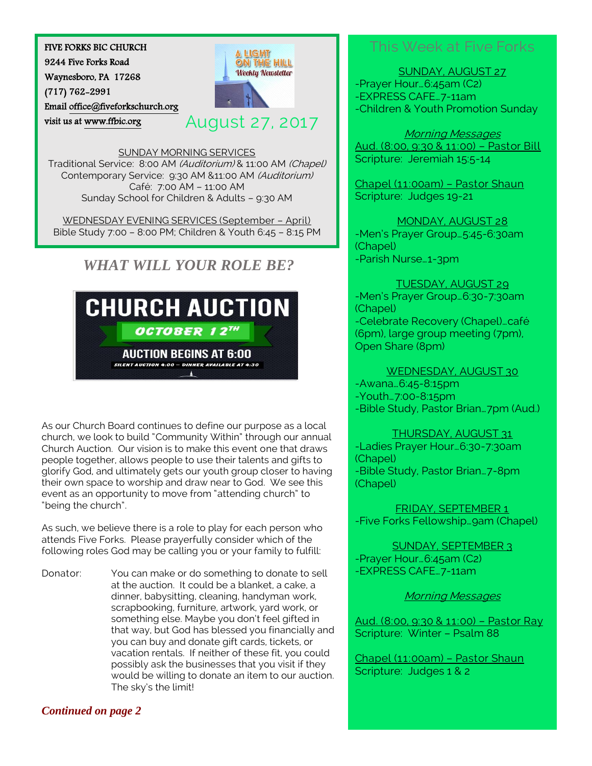FIVE FORKS BIC CHURCH
9244 Five Forks Road
Waynesboro, PA 17268
(717) 762-2991
Email office@fiveforkschurch.org
visit us at www.ffbic.org

A LIGHT ON THE HILL
Weekly Newsletter

August 27, 2017

SUNDAY MORNING SERVICES
Traditional Service: 8:00 AM *(Auditorium)* & 11:00 AM *(Chapel)*
Contemporary Service: 9:30 AM &11:00 AM *(Auditorium)*
Café: 7:00 AM – 11:00 AM
Sunday School for Children & Adults – 9:30 AM

WEDNESDAY EVENING SERVICES (September – April)
Bible Study 7:00 – 8:00 PM; Children & Youth 6:45 – 8:15 PM

## *WHAT WILL YOUR ROLE BE?*

**CHURCH AUCTION**
**OCTOBER 12TH**
**AUCTION BEGINS AT 6:00**
SILENT AUCTION 4:00 – DINNER AVAILABLE AT 4:30

As our Church Board continues to define our purpose as a local church, we look to build "Community Within" through our annual Church Auction. Our vision is to make this event one that draws people together, allows people to use their talents and gifts to glorify God, and ultimately gets our youth group closer to having their own space to worship and draw near to God. We see this event as an opportunity to move from "attending church" to "being the church".

As such, we believe there is a role to play for each person who attends Five Forks. Please prayerfully consider which of the following roles God may be calling you or your family to fulfill:

Donator: You can make or do something to donate to sell at the auction. It could be a blanket, a cake, a dinner, babysitting, cleaning, handyman work, scrapbooking, furniture, artwork, yard work, or something else. Maybe you don't feel gifted in that way, but God has blessed you financially and you can buy and donate gift cards, tickets, or vacation rentals. If neither of these fit, you could possibly ask the businesses that you visit if they would be willing to donate an item to our auction. The sky's the limit!

***Continued on page 2***

## This Week at Five Forks

SUNDAY, AUGUST 27
-Prayer Hour…6:45am (C2)
-EXPRESS CAFE…7-11am
-Children & Youth Promotion Sunday

*Morning Messages*
Aud. (8:00, 9:30 & 11:00) – Pastor Bill
Scripture: Jeremiah 15:5-14

Chapel (11:00am) – Pastor Shaun
Scripture: Judges 19-21

MONDAY, AUGUST 28
-Men's Prayer Group…5:45-6:30am (Chapel)
-Parish Nurse…1-3pm

TUESDAY, AUGUST 29
-Men's Prayer Group…6:30-7:30am (Chapel)
-Celebrate Recovery (Chapel)…café (6pm), large group meeting (7pm), Open Share (8pm)

WEDNESDAY, AUGUST 30
-Awana…6:45-8:15pm
-Youth…7:00-8:15pm
-Bible Study, Pastor Brian…7pm (Aud.)

THURSDAY, AUGUST 31
-Ladies Prayer Hour…6:30-7:30am (Chapel)
-Bible Study, Pastor Brian…7-8pm (Chapel)

FRIDAY, SEPTEMBER 1
-Five Forks Fellowship…9am (Chapel)

SUNDAY, SEPTEMBER 3
-Prayer Hour…6:45am (C2)
-EXPRESS CAFE…7-11am

*Morning Messages*

Aud. (8:00, 9:30 & 11:00) – Pastor Ray
Scripture: Winter – Psalm 88

Chapel (11:00am) – Pastor Shaun
Scripture: Judges 1 & 2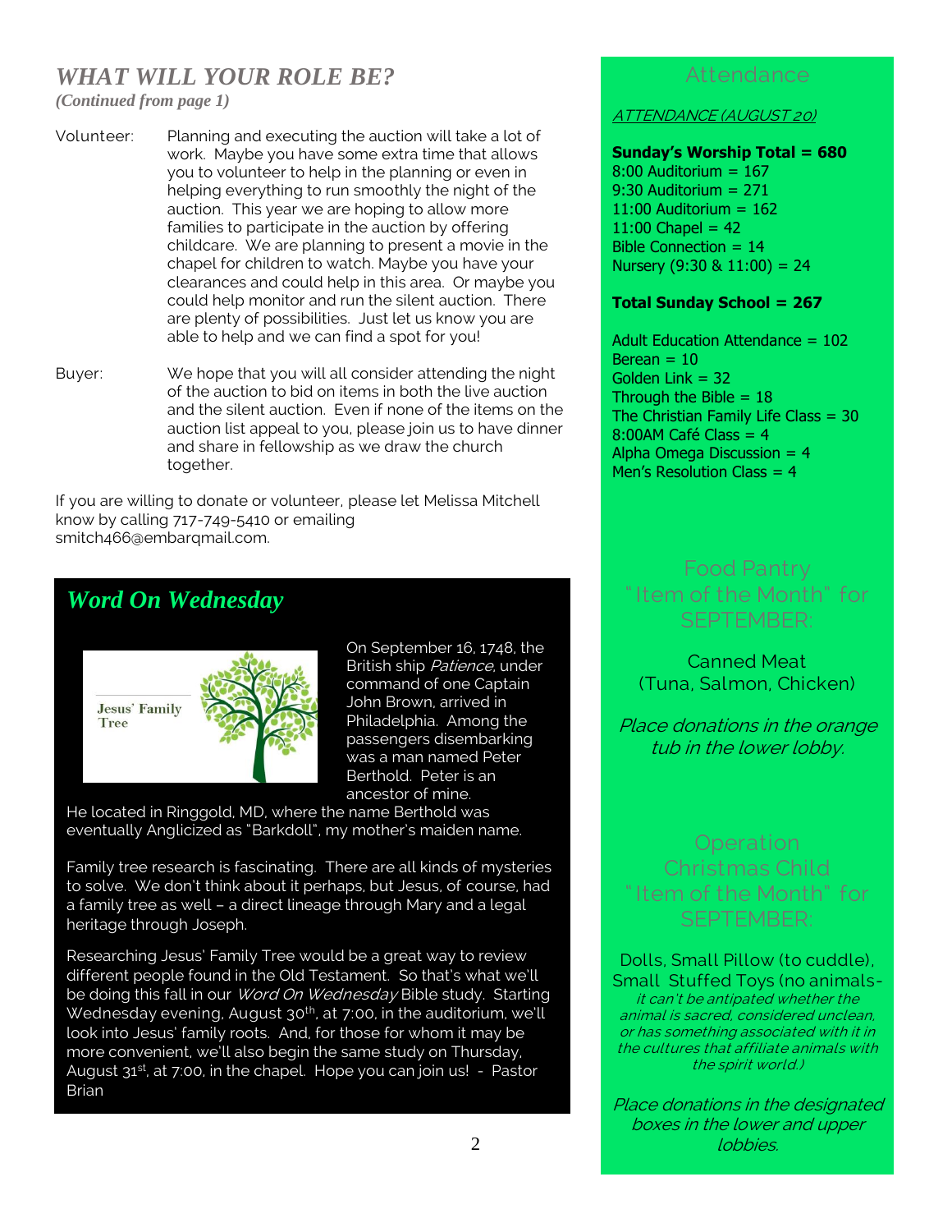## *WHAT WILL YOUR ROLE BE?*

***(Continued from page 1)***

Volunteer: Planning and executing the auction will take a lot of work. Maybe you have some extra time that allows you to volunteer to help in the planning or even in helping everything to run smoothly the night of the auction. This year we are hoping to allow more families to participate in the auction by offering childcare. We are planning to present a movie in the chapel for children to watch. Maybe you have your clearances and could help in this area. Or maybe you could help monitor and run the silent auction. There are plenty of possibilities. Just let us know you are able to help and we can find a spot for you!

Buyer: We hope that you will all consider attending the night of the auction to bid on items in both the live auction and the silent auction. Even if none of the items on the auction list appeal to you, please join us to have dinner and share in fellowship as we draw the church together.

If you are willing to donate or volunteer, please let Melissa Mitchell know by calling 717-749-5410 or emailing smitch466@embarqmail.com.

## *Word On Wednesday*

Jesus' Family Tree

On September 16, 1748, the British ship *Patience*, under command of one Captain John Brown, arrived in Philadelphia. Among the passengers disembarking was a man named Peter Berthold. Peter is an ancestor of mine. He located in Ringgold, MD, where the name Berthold was eventually Anglicized as "Barkdoll", my mother's maiden name.

Family tree research is fascinating. There are all kinds of mysteries to solve. We don't think about it perhaps, but Jesus, of course, had a family tree as well – a direct lineage through Mary and a legal heritage through Joseph.

Researching Jesus' Family Tree would be a great way to review different people found in the Old Testament. So that's what we'll be doing this fall in our *Word On Wednesday* Bible study. Starting Wednesday evening, August 30th, at 7:00, in the auditorium, we'll look into Jesus' family roots. And, for those for whom it may be more convenient, we'll also begin the same study on Thursday, August 31st, at 7:00, in the chapel. Hope you can join us! - Pastor Brian

## Attendance

ATTENDANCE (AUGUST 20)

**Sunday's Worship Total = 680**
8:00 Auditorium = 167
9:30 Auditorium = 271
11:00 Auditorium = 162
11:00 Chapel = 42
Bible Connection = 14
Nursery (9:30 & 11:00) = 24

**Total Sunday School = 267**

Adult Education Attendance = 102
Berean = 10
Golden Link = 32
Through the Bible = 18
The Christian Family Life Class = 30
8:00AM Café Class = 4
Alpha Omega Discussion = 4
Men's Resolution Class = 4

## Food Pantry "Item of the Month" for SEPTEMBER:

Canned Meat
(Tuna, Salmon, Chicken)

*Place donations in the orange tub in the lower lobby.*

## Operation Christmas Child "Item of the Month" for SEPTEMBER:

Dolls, Small Pillow (to cuddle), Small Stuffed Toys (no animals- *it can't be antipated whether the animal is sacred, considered unclean, or has something associated with it in the cultures that affiliate animals with the spirit world.)*

*Place donations in the designated boxes in the lower and upper lobbies.*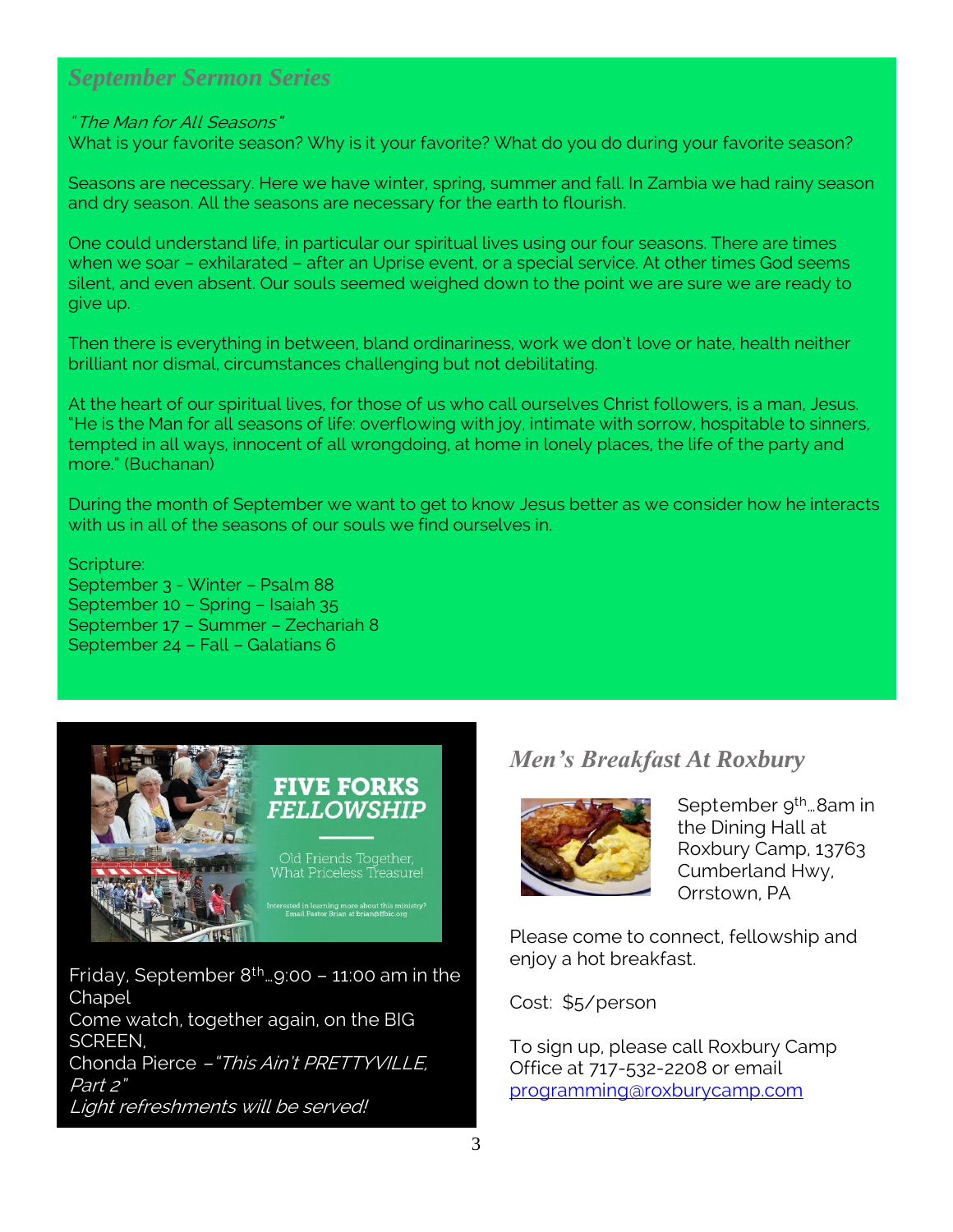## *September Sermon Series*

*"The Man for All Seasons"*
What is your favorite season? Why is it your favorite? What do you do during your favorite season?

Seasons are necessary. Here we have winter, spring, summer and fall. In Zambia we had rainy season and dry season. All the seasons are necessary for the earth to flourish.

One could understand life, in particular our spiritual lives using our four seasons. There are times when we soar – exhilarated – after an Uprise event, or a special service. At other times God seems silent, and even absent. Our souls seemed weighed down to the point we are sure we are ready to give up.

Then there is everything in between, bland ordinariness, work we don't love or hate, health neither brilliant nor dismal, circumstances challenging but not debilitating.

At the heart of our spiritual lives, for those of us who call ourselves Christ followers, is a man, Jesus. "He is the Man for all seasons of life: overflowing with joy, intimate with sorrow, hospitable to sinners, tempted in all ways, innocent of all wrongdoing, at home in lonely places, the life of the party and more." (Buchanan)

During the month of September we want to get to know Jesus better as we consider how he interacts with us in all of the seasons of our souls we find ourselves in.

Scripture:
September 3 - Winter – Psalm 88
September 10 – Spring – Isaiah 35
September 17 – Summer – Zechariah 8
September 24 – Fall – Galatians 6

**FIVE FORKS FELLOWSHIP**

Old Friends Together, What Priceless Treasure!

Interested in learning more about this ministry? Email Pastor Brian at brian@ffbic.org

Friday, September 8th…9:00 – 11:00 am in the Chapel
Come watch, together again, on the BIG SCREEN,
Chonda Pierce –*"This Ain't PRETTYVILLE, Part 2"*
*Light refreshments will be served!*

## *Men's Breakfast At Roxbury*

September 9th…8am in the Dining Hall at Roxbury Camp, 13763 Cumberland Hwy, Orrstown, PA

Please come to connect, fellowship and enjoy a hot breakfast.

Cost: $5/person

To sign up, please call Roxbury Camp Office at 717-532-2208 or email programming@roxburycamp.com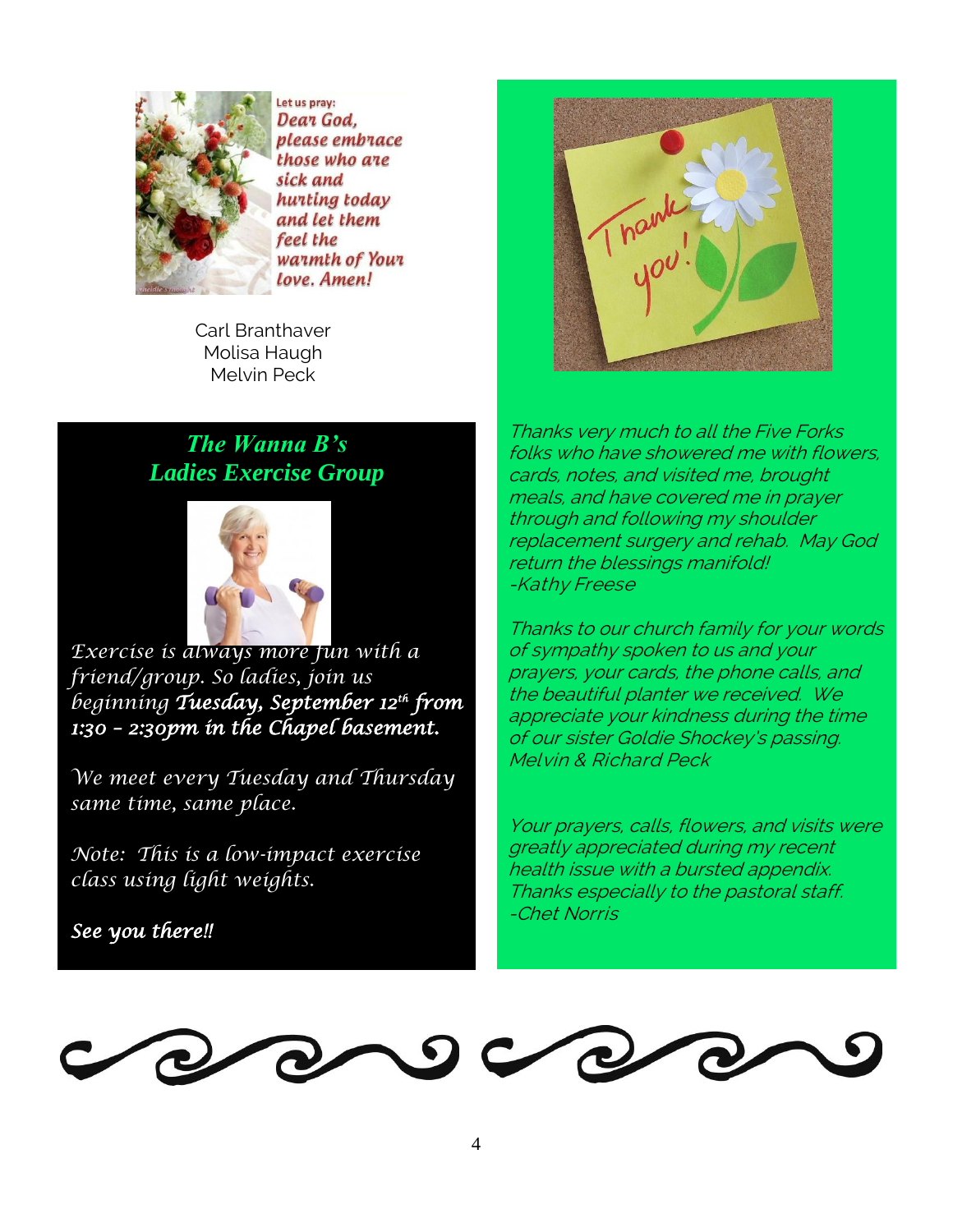Let us pray:
Dear God,
please embrace
those who are
sick and
hurting today
and let them
feel the
warmth of Your
love. Amen!

Carl Branthaver
Molisa Haugh
Melvin Peck

## *The Wanna B's Ladies Exercise Group*

*Exercise is always more fun with a friend/group. So ladies, join us beginning* ***Tuesday, September 12th from 1:30 – 2:30pm in the Chapel basement.***

*We meet every Tuesday and Thursday same time, same place.*

*Note: This is a low-impact exercise class using light weights.*

***See you there!!***

Thank you!

*Thanks very much to all the Five Forks folks who have showered me with flowers, cards, notes, and visited me, brought meals, and have covered me in prayer through and following my shoulder replacement surgery and rehab. May God return the blessings manifold!*
*-Kathy Freese*

*Thanks to our church family for your words of sympathy spoken to us and your prayers, your cards, the phone calls, and the beautiful planter we received. We appreciate your kindness during the time of our sister Goldie Shockey's passing.*
*Melvin & Richard Peck*

*Your prayers, calls, flowers, and visits were greatly appreciated during my recent health issue with a bursted appendix. Thanks especially to the pastoral staff.*
*-Chet Norris*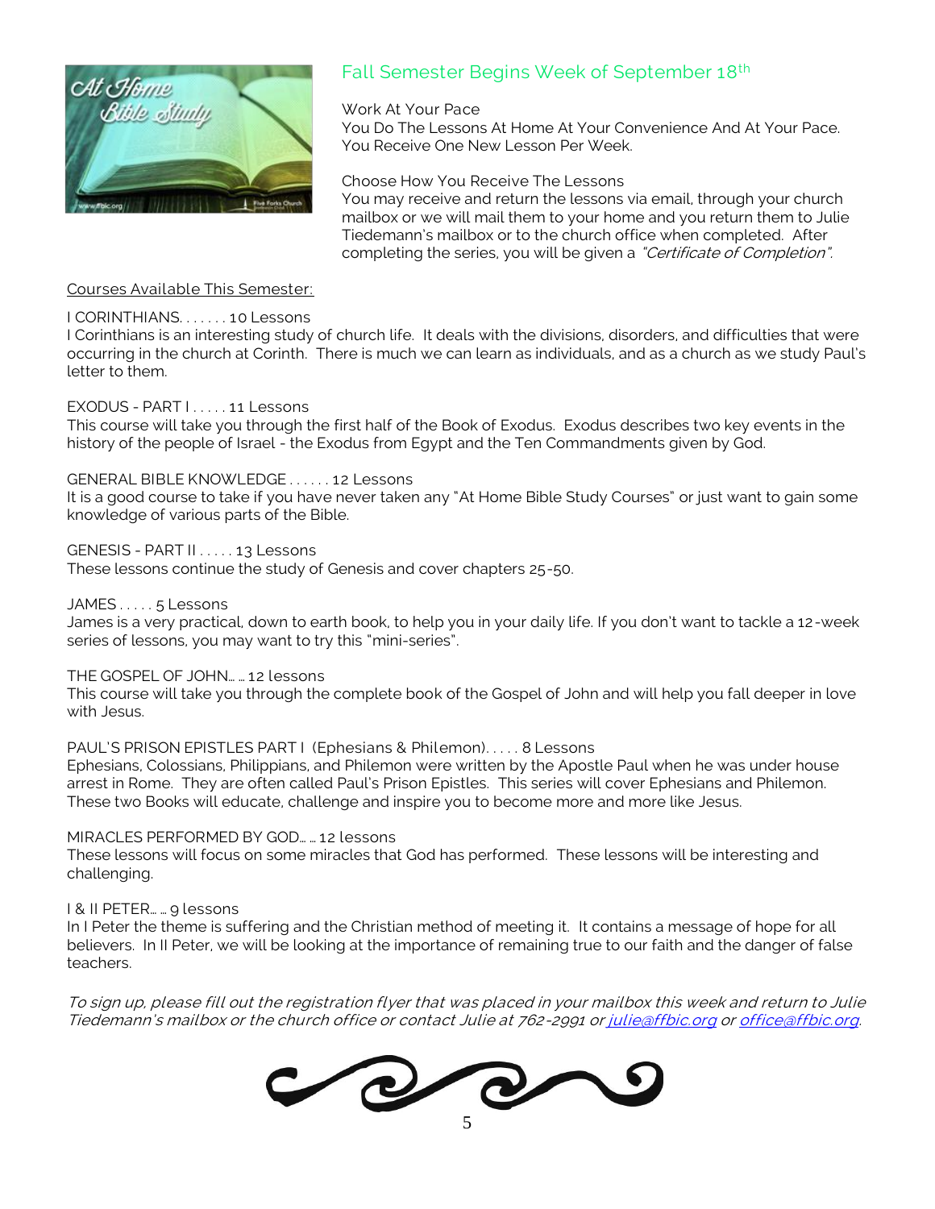## Fall Semester Begins Week of September 18th

Work At Your Pace
You Do The Lessons At Home At Your Convenience And At Your Pace.
You Receive One New Lesson Per Week.

Choose How You Receive The Lessons
You may receive and return the lessons via email, through your church mailbox or we will mail them to your home and you return them to Julie Tiedemann's mailbox or to the church office when completed. After completing the series, you will be given a *"Certificate of Completion"*.

Courses Available This Semester:

I CORINTHIANS. . . . . . . 10 Lessons
I Corinthians is an interesting study of church life. It deals with the divisions, disorders, and difficulties that were occurring in the church at Corinth. There is much we can learn as individuals, and as a church as we study Paul's letter to them.

EXODUS - PART I . . . . . 11 Lessons
This course will take you through the first half of the Book of Exodus. Exodus describes two key events in the history of the people of Israel - the Exodus from Egypt and the Ten Commandments given by God.

GENERAL BIBLE KNOWLEDGE . . . . . . 12 Lessons
It is a good course to take if you have never taken any "At Home Bible Study Courses" or just want to gain some knowledge of various parts of the Bible.

GENESIS - PART II . . . . . 13 Lessons
These lessons continue the study of Genesis and cover chapters 25-50.

JAMES . . . . . 5 Lessons
James is a very practical, down to earth book, to help you in your daily life. If you don't want to tackle a 12-week series of lessons, you may want to try this "mini-series".

THE GOSPEL OF JOHN… … 12 lessons
This course will take you through the complete book of the Gospel of John and will help you fall deeper in love with Jesus.

PAUL'S PRISON EPISTLES PART I (Ephesians & Philemon). . . . . 8 Lessons
Ephesians, Colossians, Philippians, and Philemon were written by the Apostle Paul when he was under house arrest in Rome. They are often called Paul's Prison Epistles. This series will cover Ephesians and Philemon. These two Books will educate, challenge and inspire you to become more and more like Jesus.

MIRACLES PERFORMED BY GOD… … 12 lessons
These lessons will focus on some miracles that God has performed. These lessons will be interesting and challenging.

I & II PETER… … 9 lessons
In I Peter the theme is suffering and the Christian method of meeting it. It contains a message of hope for all believers. In II Peter, we will be looking at the importance of remaining true to our faith and the danger of false teachers.

*To sign up, please fill out the registration flyer that was placed in your mailbox this week and return to Julie Tiedemann's mailbox or the church office or contact Julie at 762-2991 or julie@ffbic.org or office@ffbic.org.*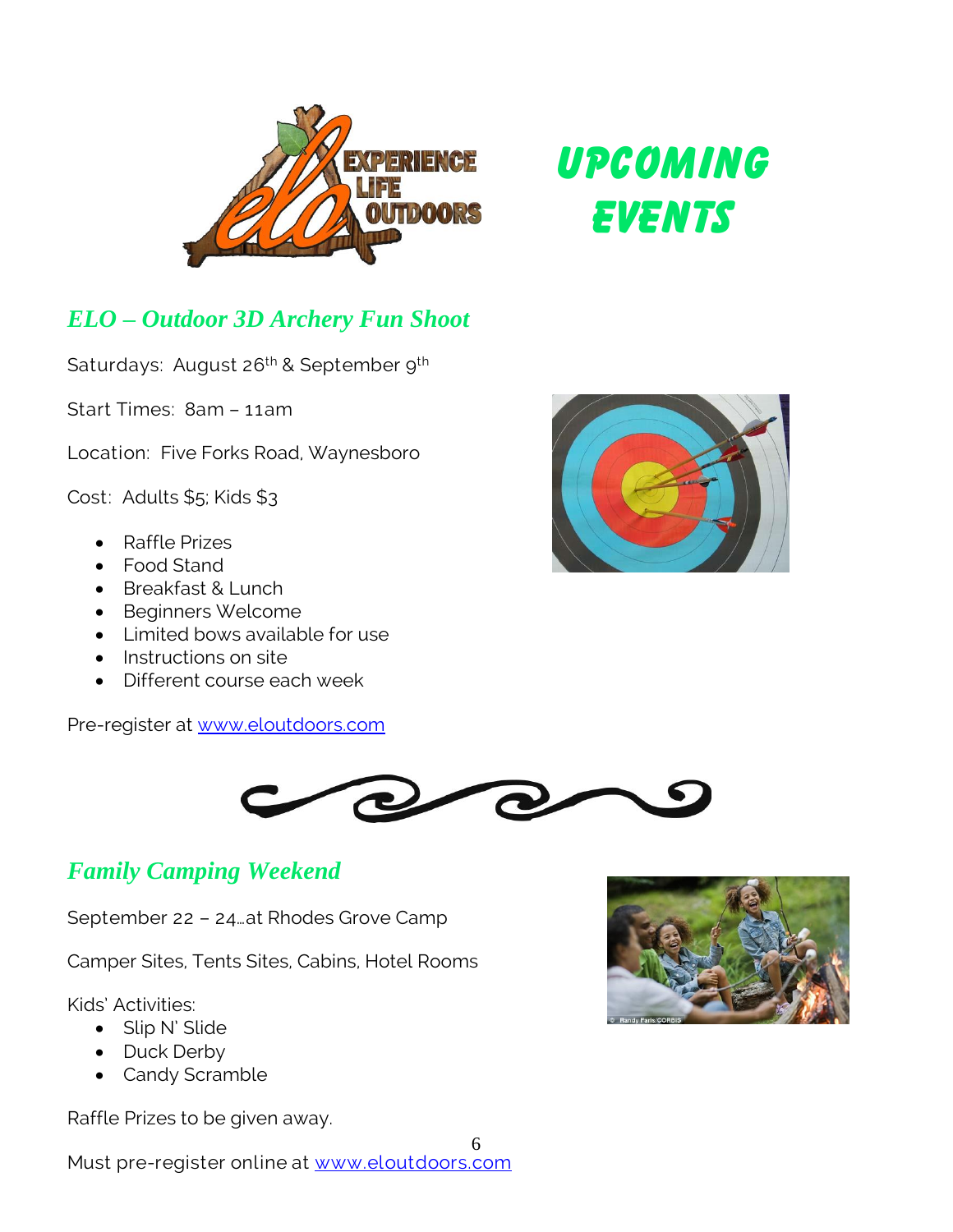# UPCOMING EVENTS

## *ELO – Outdoor 3D Archery Fun Shoot*

Saturdays: August 26th & September 9th

Start Times: 8am – 11am

Location: Five Forks Road, Waynesboro

Cost: Adults $5; Kids $3

- Raffle Prizes
- Food Stand
- Breakfast & Lunch
- Beginners Welcome
- Limited bows available for use
- Instructions on site
- Different course each week

Pre-register at www.eloutdoors.com

## *Family Camping Weekend*

September 22 – 24…at Rhodes Grove Camp

Camper Sites, Tents Sites, Cabins, Hotel Rooms

Kids' Activities:

- Slip N' Slide
- Duck Derby
- Candy Scramble

Raffle Prizes to be given away.

Must pre-register online at www.eloutdoors.com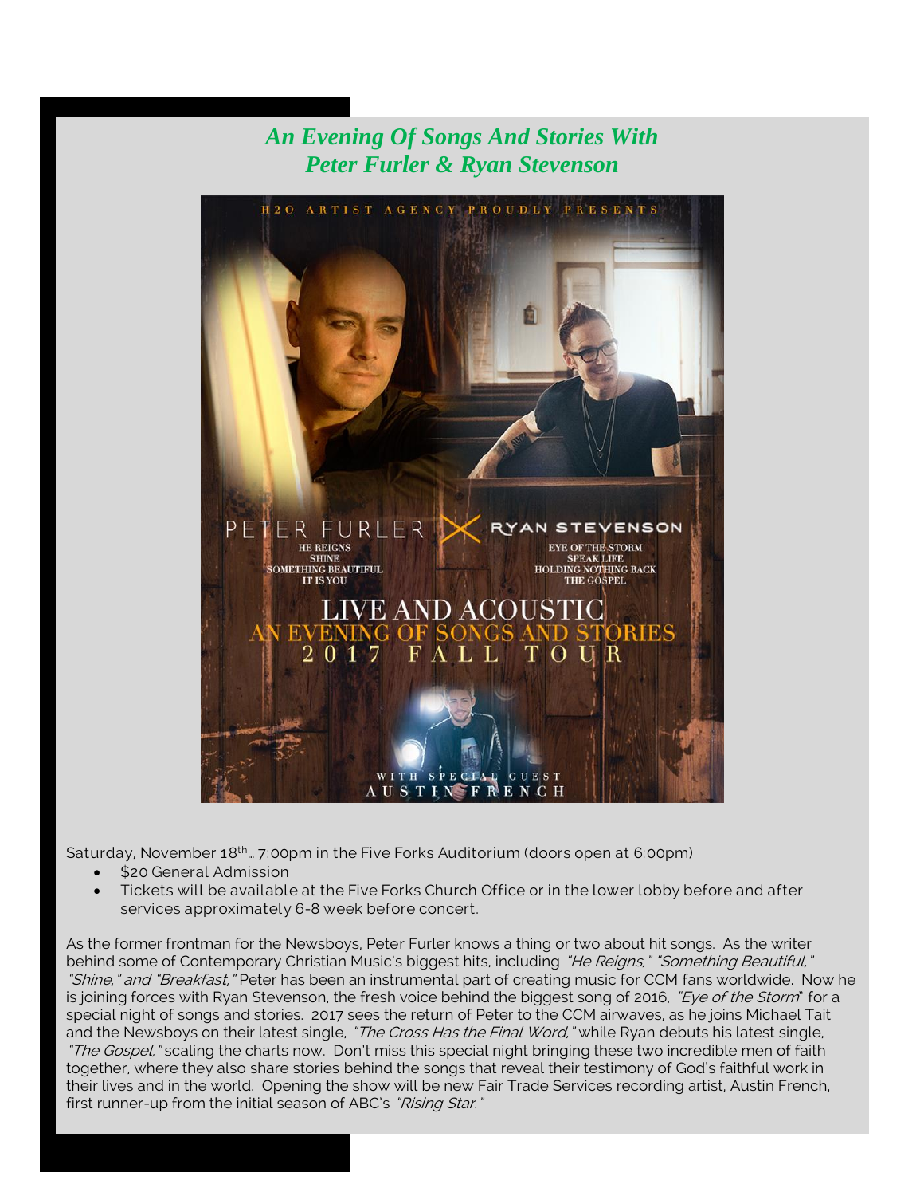## *An Evening Of Songs And Stories With Peter Furler & Ryan Stevenson*

H2O ARTIST AGENCY PROUDLY PRESENTS

PETER FURLER
HE REIGNS
SHINE
SOMETHING BEAUTIFUL
IT IS YOU

RYAN STEVENSON
EYE OF THE STORM
SPEAK LIFE
HOLDING NOTHING BACK
THE GOSPEL

LIVE AND ACOUSTIC
AN EVENING OF SONGS AND STORIES
2017 FALL TOUR

WITH SPECIAL GUEST
AUSTIN FRENCH

Saturday, November 18th… 7:00pm in the Five Forks Auditorium (doors open at 6:00pm)

- $20 General Admission
- Tickets will be available at the Five Forks Church Office or in the lower lobby before and after services approximately 6-8 week before concert.

As the former frontman for the Newsboys, Peter Furler knows a thing or two about hit songs. As the writer behind some of Contemporary Christian Music's biggest hits, including *"He Reigns," "Something Beautiful," "Shine," and "Breakfast,"* Peter has been an instrumental part of creating music for CCM fans worldwide. Now he is joining forces with Ryan Stevenson, the fresh voice behind the biggest song of 2016, *"Eye of the Storm*" for a special night of songs and stories. 2017 sees the return of Peter to the CCM airwaves, as he joins Michael Tait and the Newsboys on their latest single, *"The Cross Has the Final Word,"* while Ryan debuts his latest single, *"The Gospel,"* scaling the charts now. Don't miss this special night bringing these two incredible men of faith together, where they also share stories behind the songs that reveal their testimony of God's faithful work in their lives and in the world. Opening the show will be new Fair Trade Services recording artist, Austin French, first runner-up from the initial season of ABC's *"Rising Star."*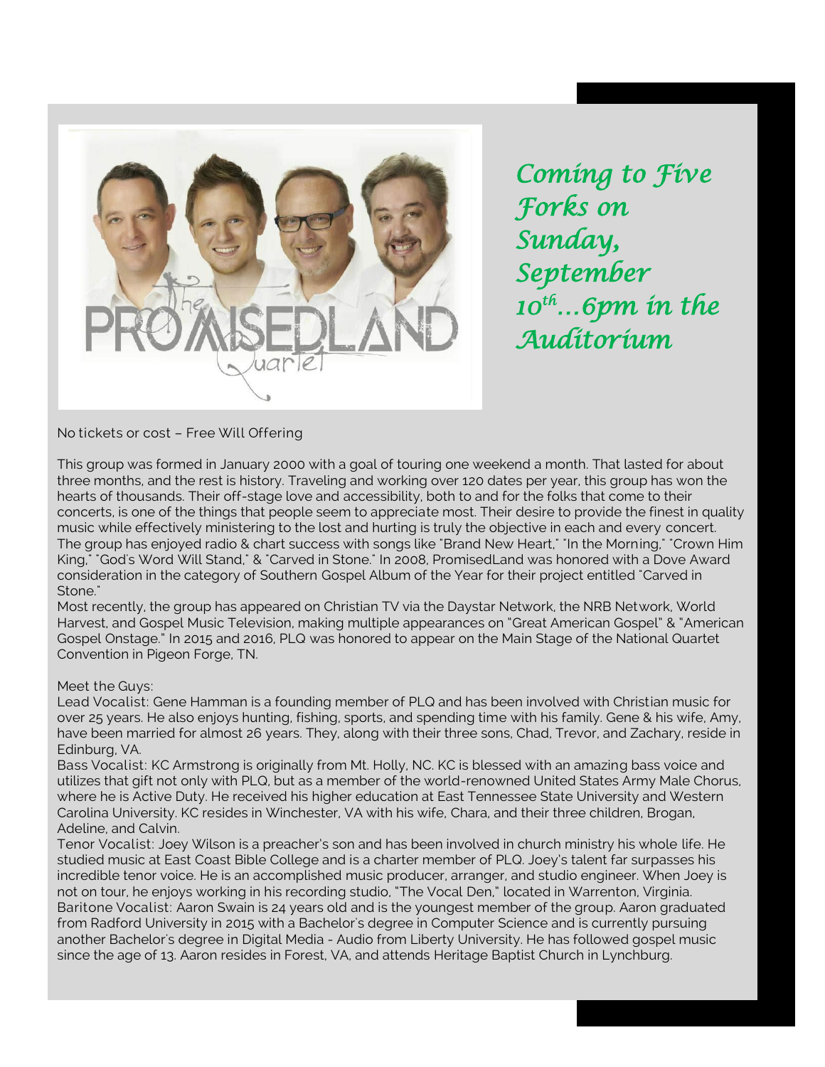*Coming to Five Forks on Sunday, September 10th…6pm in the Auditorium*

No tickets or cost – Free Will Offering

This group was formed in January 2000 with a goal of touring one weekend a month. That lasted for about three months, and the rest is history. Traveling and working over 120 dates per year, this group has won the hearts of thousands. Their off-stage love and accessibility, both to and for the folks that come to their concerts, is one of the things that people seem to appreciate most. Their desire to provide the finest in quality music while effectively ministering to the lost and hurting is truly the objective in each and every concert. The group has enjoyed radio & chart success with songs like "Brand New Heart," "In the Morning," "Crown Him King," "God's Word Will Stand," & "Carved in Stone." In 2008, PromisedLand was honored with a Dove Award consideration in the category of Southern Gospel Album of the Year for their project entitled "Carved in Stone."

Most recently, the group has appeared on Christian TV via the Daystar Network, the NRB Network, World Harvest, and Gospel Music Television, making multiple appearances on "Great American Gospel" & "American Gospel Onstage." In 2015 and 2016, PLQ was honored to appear on the Main Stage of the National Quartet Convention in Pigeon Forge, TN.

Meet the Guys:

Lead Vocalist: Gene Hamman is a founding member of PLQ and has been involved with Christian music for over 25 years. He also enjoys hunting, fishing, sports, and spending time with his family. Gene & his wife, Amy, have been married for almost 26 years. They, along with their three sons, Chad, Trevor, and Zachary, reside in Edinburg, VA.

Bass Vocalist: KC Armstrong is originally from Mt. Holly, NC. KC is blessed with an amazing bass voice and utilizes that gift not only with PLQ, but as a member of the world-renowned United States Army Male Chorus, where he is Active Duty. He received his higher education at East Tennessee State University and Western Carolina University. KC resides in Winchester, VA with his wife, Chara, and their three children, Brogan, Adeline, and Calvin.

Tenor Vocalist: Joey Wilson is a preacher's son and has been involved in church ministry his whole life. He studied music at East Coast Bible College and is a charter member of PLQ. Joey's talent far surpasses his incredible tenor voice. He is an accomplished music producer, arranger, and studio engineer. When Joey is not on tour, he enjoys working in his recording studio, "The Vocal Den," located in Warrenton, Virginia.

Baritone Vocalist: Aaron Swain is 24 years old and is the youngest member of the group. Aaron graduated from Radford University in 2015 with a Bachelor's degree in Computer Science and is currently pursuing another Bachelor's degree in Digital Media - Audio from Liberty University. He has followed gospel music since the age of 13. Aaron resides in Forest, VA, and attends Heritage Baptist Church in Lynchburg.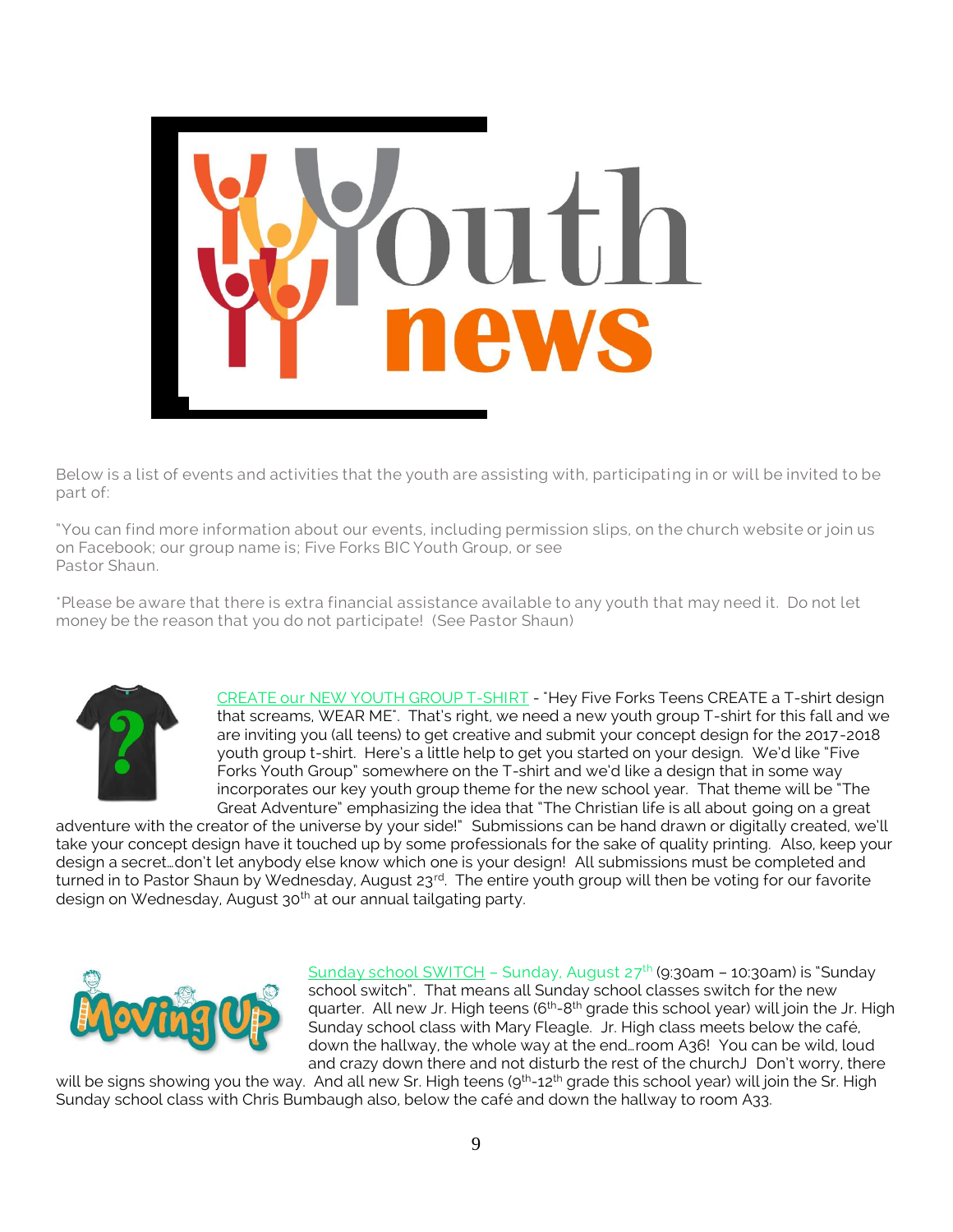# Youth news

Below is a list of events and activities that the youth are assisting with, participating in or will be invited to be part of:

"You can find more information about our events, including permission slips, on the church website or join us on Facebook; our group name is; Five Forks BIC Youth Group, or see Pastor Shaun.

*Please be aware that there is extra financial assistance available to any youth that may need it. Do not let money be the reason that you do not participate! (See Pastor Shaun)

CREATE our NEW YOUTH GROUP T-SHIRT - "Hey Five Forks Teens CREATE a T-shirt design that screams, WEAR ME". That's right, we need a new youth group T-shirt for this fall and we are inviting you (all teens) to get creative and submit your concept design for the 2017-2018 youth group t-shirt. Here's a little help to get you started on your design. We'd like "Five Forks Youth Group" somewhere on the T-shirt and we'd like a design that in some way incorporates our key youth group theme for the new school year. That theme will be "The Great Adventure" emphasizing the idea that "The Christian life is all about going on a great adventure with the creator of the universe by your side!" Submissions can be hand drawn or digitally created, we'll take your concept design have it touched up by some professionals for the sake of quality printing. Also, keep your design a secret…don't let anybody else know which one is your design! All submissions must be completed and turned in to Pastor Shaun by Wednesday, August 23rd. The entire youth group will then be voting for our favorite design on Wednesday, August 30th at our annual tailgating party.

Sunday school SWITCH – Sunday, August 27th (9:30am – 10:30am) is "Sunday school switch". That means all Sunday school classes switch for the new quarter. All new Jr. High teens (6th-8th grade this school year) will join the Jr. High Sunday school class with Mary Fleagle. Jr. High class meets below the café, down the hallway, the whole way at the end…room A36! You can be wild, loud and crazy down there and not disturb the rest of the churchJ Don't worry, there will be signs showing you the way. And all new Sr. High teens (9th-12th grade this school year) will join the Sr. High Sunday school class with Chris Bumbaugh also, below the café and down the hallway to room A33.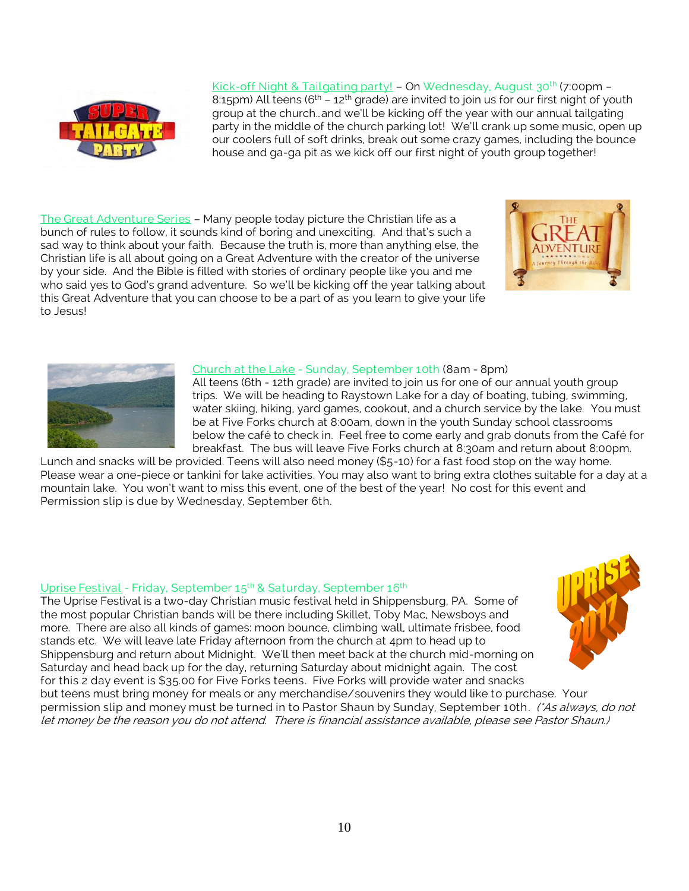Kick-off Night & Tailgating party! – On Wednesday, August 30th (7:00pm – 8:15pm) All teens (6th – 12th grade) are invited to join us for our first night of youth group at the church…and we'll be kicking off the year with our annual tailgating party in the middle of the church parking lot! We'll crank up some music, open up our coolers full of soft drinks, break out some crazy games, including the bounce house and ga-ga pit as we kick off our first night of youth group together!

The Great Adventure Series – Many people today picture the Christian life as a bunch of rules to follow, it sounds kind of boring and unexciting. And that's such a sad way to think about your faith. Because the truth is, more than anything else, the Christian life is all about going on a Great Adventure with the creator of the universe by your side. And the Bible is filled with stories of ordinary people like you and me who said yes to God's grand adventure. So we'll be kicking off the year talking about this Great Adventure that you can choose to be a part of as you learn to give your life to Jesus!

Church at the Lake - Sunday, September 10th (8am - 8pm)
All teens (6th - 12th grade) are invited to join us for one of our annual youth group trips. We will be heading to Raystown Lake for a day of boating, tubing, swimming, water skiing, hiking, yard games, cookout, and a church service by the lake. You must be at Five Forks church at 8:00am, down in the youth Sunday school classrooms below the café to check in. Feel free to come early and grab donuts from the Café for breakfast. The bus will leave Five Forks church at 8:30am and return about 8:00pm. Lunch and snacks will be provided. Teens will also need money ($5-10) for a fast food stop on the way home. Please wear a one-piece or tankini for lake activities. You may also want to bring extra clothes suitable for a day at a mountain lake. You won't want to miss this event, one of the best of the year! No cost for this event and Permission slip is due by Wednesday, September 6th.

Uprise Festival - Friday, September 15th & Saturday, September 16th
The Uprise Festival is a two-day Christian music festival held in Shippensburg, PA. Some of the most popular Christian bands will be there including Skillet, Toby Mac, Newsboys and more. There are also all kinds of games: moon bounce, climbing wall, ultimate frisbee, food stands etc. We will leave late Friday afternoon from the church at 4pm to head up to Shippensburg and return about Midnight. We'll then meet back at the church mid-morning on Saturday and head back up for the day, returning Saturday about midnight again. The cost for this 2 day event is $35.00 for Five Forks teens. Five Forks will provide water and snacks but teens must bring money for meals or any merchandise/souvenirs they would like to purchase. Your permission slip and money must be turned in to Pastor Shaun by Sunday, September 10th. *(\*As always, do not let money be the reason you do not attend. There is financial assistance available, please see Pastor Shaun.)*